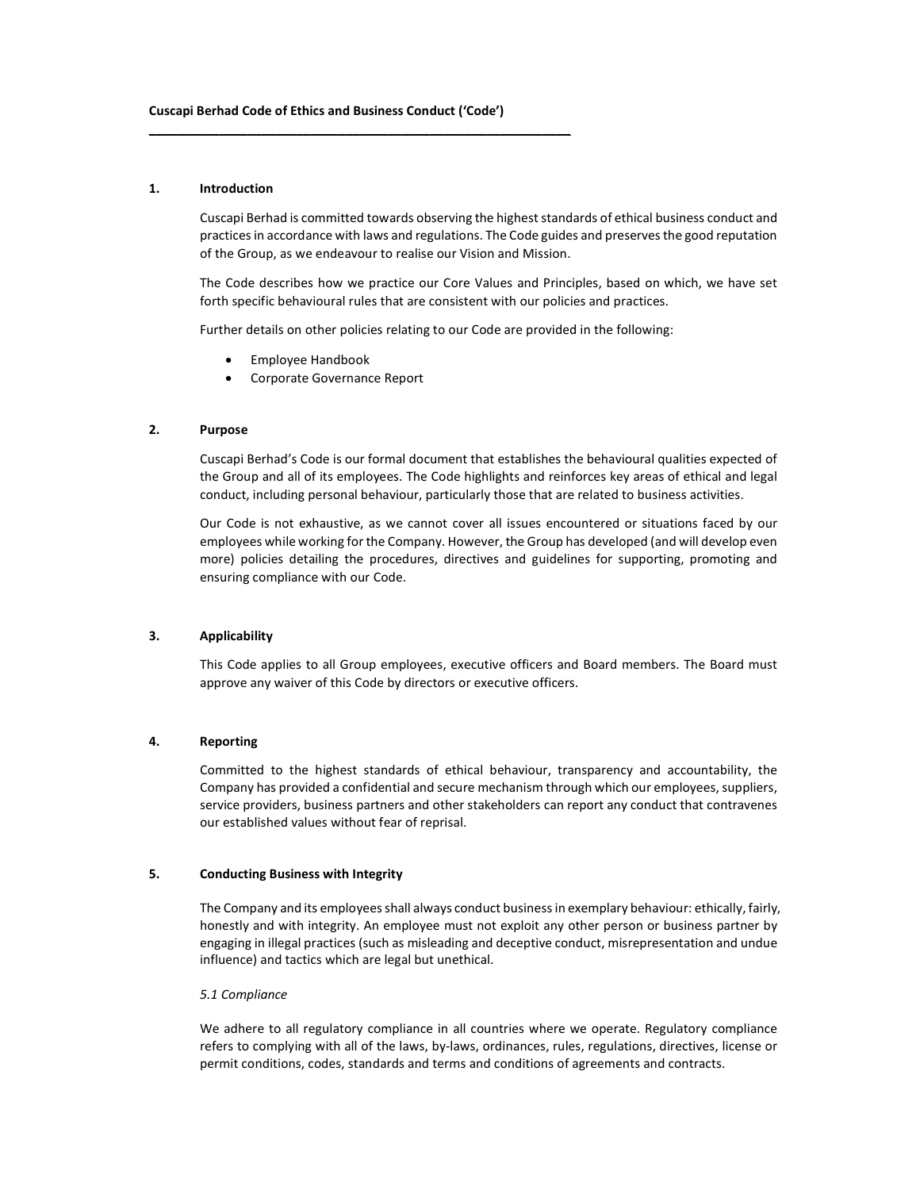**Cuscapi Berhad Code of Ethics and Business Conduct ('Code')**

## 1. Introduction

Cuscapi Berhad is committed towards observing the highest standards of ethical business conduct and practices in accordance with laws and regulations. The Code guides and preserves the good reputation of the Group, as we endeavour to realise our Vision and Mission.

The Code describes how we practice our Core Values and Principles, based on which, we have set forth specific behavioural rules that are consistent with our policies and practices.

Further details on other policies relating to our Code are provided in the following:

- Employee Handbook
- Corporate Governance Report

## 2. Purpose

Cuscapi Berhad's Code is our formal document that establishes the behavioural qualities expected of the Group and all of its employees. The Code highlights and reinforces key areas of ethical and legal conduct, including personal behaviour, particularly those that are related to business activities.

Our Code is not exhaustive, as we cannot cover all issues encountered or situations faced by our employees while working for the Company. However, the Group has developed (and will develop even more) policies detailing the procedures, directives and guidelines for supporting, promoting and ensuring compliance with our Code.

## 3. Applicability

This Code applies to all Group employees, executive officers and Board members. The Board must approve any waiver of this Code by directors or executive officers.

## 4. Reporting

Committed to the highest standards of ethical behaviour, transparency and accountability, the Company has provided a confidential and secure mechanism through which our employees, suppliers, service providers, business partners and other stakeholders can report any conduct that contravenes our established values without fear of reprisal.

## 5. Conducting Business with Integrity

The Company and its employees shall always conduct business in exemplary behaviour: ethically, fairly, honestly and with integrity. An employee must not exploit any other person or business partner by engaging in illegal practices (such as misleading and deceptive conduct, misrepresentation and undue influence) and tactics which are legal but unethical.

### *5.1 Compliance*

We adhere to all regulatory compliance in all countries where we operate. Regulatory compliance refers to complying with all of the laws, by-laws, ordinances, rules, regulations, directives, license or permit conditions, codes, standards and terms and conditions of agreements and contracts.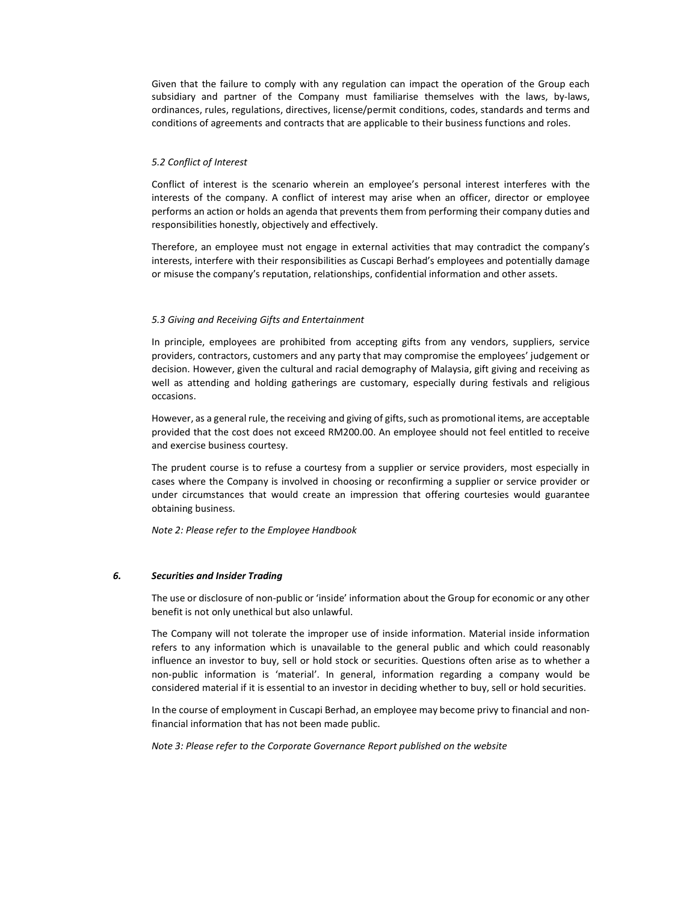Given that the failure to comply with any regulation can impact the operation of the Group each subsidiary and partner of the Company must familiarise themselves with the laws, by-laws, ordinances, rules, regulations, directives, license/permit conditions, codes, standards and terms and conditions of agreements and contracts that are applicable to their business functions and roles.

*5.2 Conflict of Interest*

Conflict of interest is the scenario wherein an employee's personal interest interferes with the interests of the company. A conflict of interest may arise when an officer, director or employee performs an action or holds an agenda that prevents them from performing their company duties and responsibilities honestly, objectively and effectively.

Therefore, an employee must not engage in external activities that may contradict the company's interests, interfere with their responsibilities as Cuscapi Berhad's employees and potentially damage or misuse the company's reputation, relationships, confidential information and other assets.

*5.3 Giving and Receiving Gifts and Entertainment*

In principle, employees are prohibited from accepting gifts from any vendors, suppliers, service providers, contractors, customers and any party that may compromise the employees' judgement or decision. However, given the cultural and racial demography of Malaysia, gift giving and receiving as well as attending and holding gatherings are customary, especially during festivals and religious occasions.

However, as a general rule, the receiving and giving of gifts, such as promotional items, are acceptable provided that the cost does not exceed RM200.00. An employee should not feel entitled to receive and exercise business courtesy.

The prudent course is to refuse a courtesy from a supplier or service providers, most especially in cases where the Company is involved in choosing or reconfirming a supplier or service provider or under circumstances that would create an impression that offering courtesies would guarantee obtaining business.

*Note 2: Please refer to the Employee Handbook*

### *6. Securities and Insider Trading*

The use or disclosure of non-public or 'inside' information about the Group for economic or any other benefit is not only unethical but also unlawful.

The Company will not tolerate the improper use of inside information. Material inside information refers to any information which is unavailable to the general public and which could reasonably influence an investor to buy, sell or hold stock or securities. Questions often arise as to whether a non-public information is 'material'. In general, information regarding a company would be considered material if it is essential to an investor in deciding whether to buy, sell or hold securities.

In the course of employment in Cuscapi Berhad, an employee may become privy to financial and non-financial information that has not been made public.

*Note 3: Please refer to the Corporate Governance Report published on the website*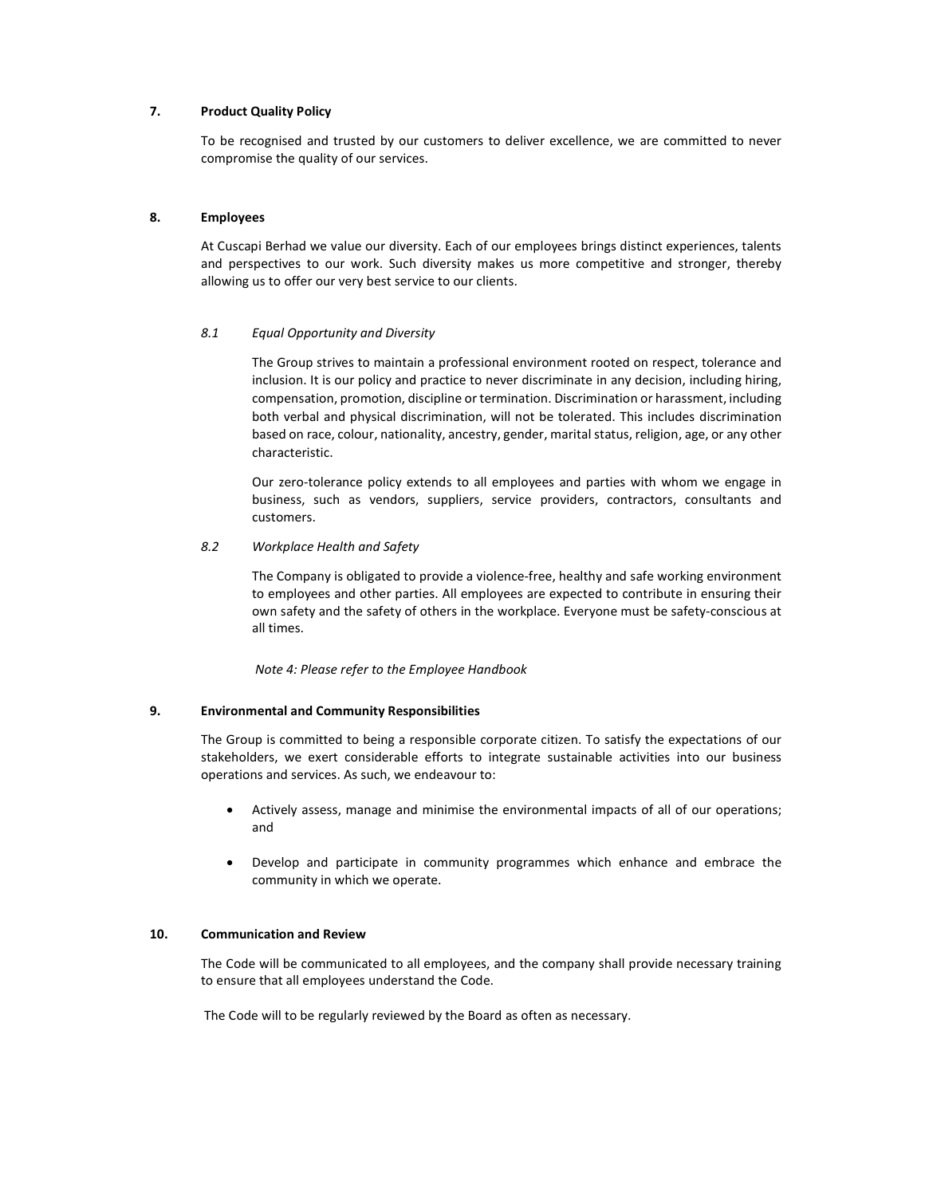## 7. Product Quality Policy

To be recognised and trusted by our customers to deliver excellence, we are committed to never compromise the quality of our services.

## 8. Employees

At Cuscapi Berhad we value our diversity. Each of our employees brings distinct experiences, talents and perspectives to our work. Such diversity makes us more competitive and stronger, thereby allowing us to offer our very best service to our clients.

### *8.1 Equal Opportunity and Diversity*

The Group strives to maintain a professional environment rooted on respect, tolerance and inclusion. It is our policy and practice to never discriminate in any decision, including hiring, compensation, promotion, discipline or termination. Discrimination or harassment, including both verbal and physical discrimination, will not be tolerated. This includes discrimination based on race, colour, nationality, ancestry, gender, marital status, religion, age, or any other characteristic.

Our zero-tolerance policy extends to all employees and parties with whom we engage in business, such as vendors, suppliers, service providers, contractors, consultants and customers.

### *8.2 Workplace Health and Safety*

The Company is obligated to provide a violence-free, healthy and safe working environment to employees and other parties. All employees are expected to contribute in ensuring their own safety and the safety of others in the workplace. Everyone must be safety-conscious at all times.

*Note 4: Please refer to the Employee Handbook*

## 9. Environmental and Community Responsibilities

The Group is committed to being a responsible corporate citizen. To satisfy the expectations of our stakeholders, we exert considerable efforts to integrate sustainable activities into our business operations and services. As such, we endeavour to:

- Actively assess, manage and minimise the environmental impacts of all of our operations; and
- Develop and participate in community programmes which enhance and embrace the community in which we operate.

## 10. Communication and Review

The Code will be communicated to all employees, and the company shall provide necessary training to ensure that all employees understand the Code.

The Code will to be regularly reviewed by the Board as often as necessary.